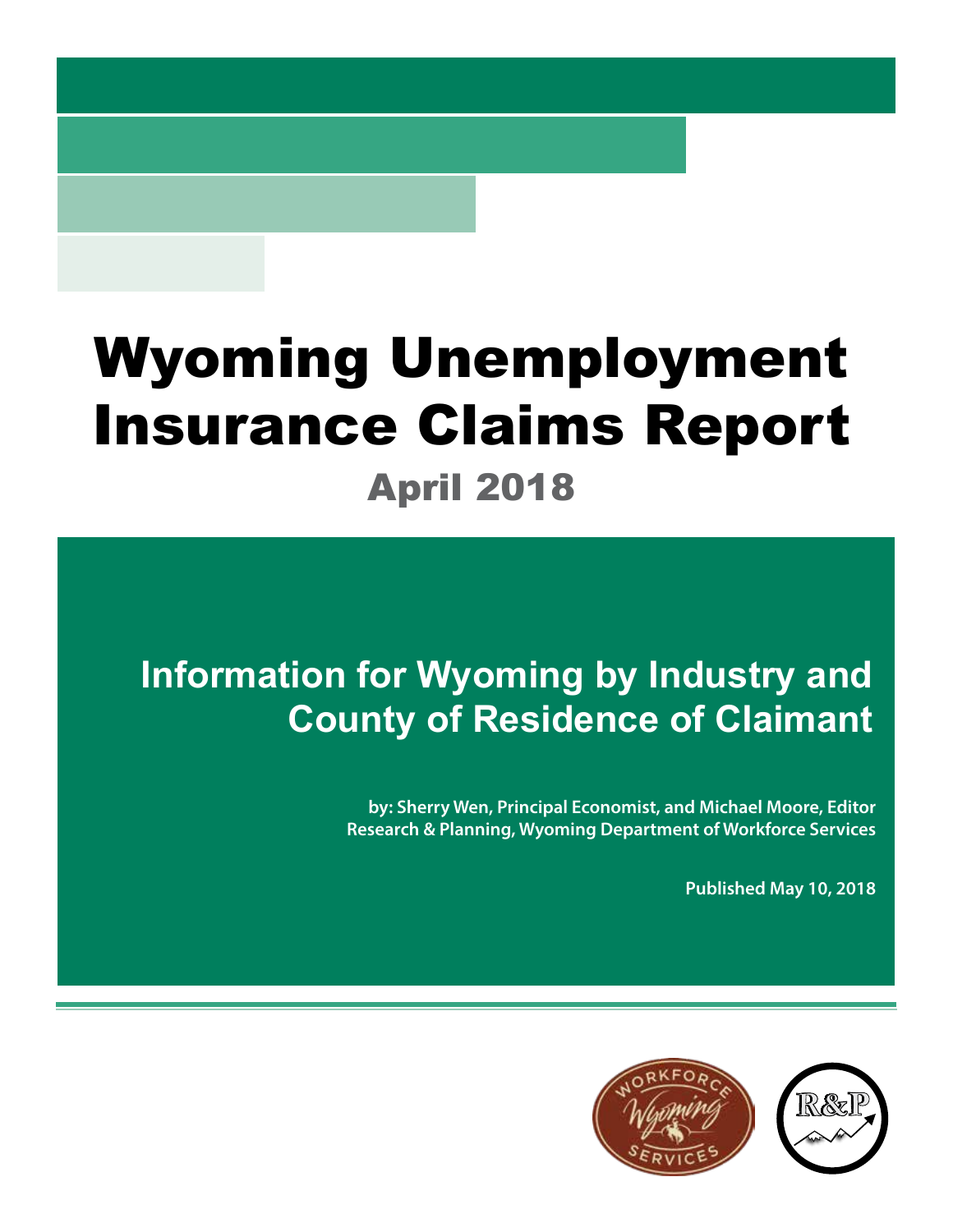# Wyoming Unemployment Insurance Claims Report

## April 2018

### Information for Wyoming by Industry and County of Residence of Claimant

**by: Sherry Wen, Principal Economist, and Michael Moore, Editor**
**Research & Planning, Wyoming Department of Workforce Services**

**Published May 10, 2018**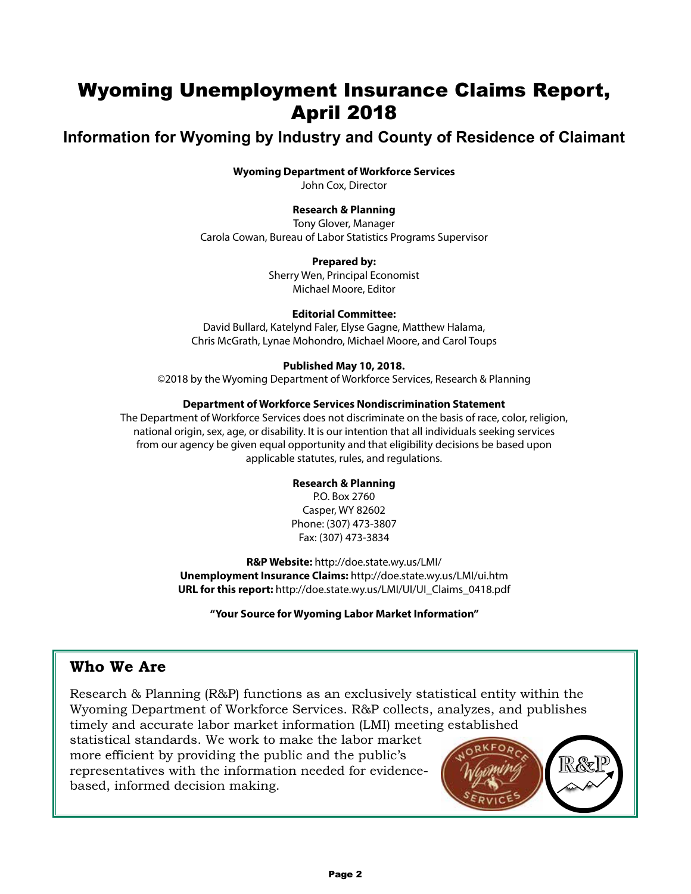# Wyoming Unemployment Insurance Claims Report, April 2018

## Information for Wyoming by Industry and County of Residence of Claimant

**Wyoming Department of Workforce Services**
John Cox, Director

**Research & Planning**
Tony Glover, Manager
Carola Cowan, Bureau of Labor Statistics Programs Supervisor

**Prepared by:**
Sherry Wen, Principal Economist
Michael Moore, Editor

**Editorial Committee:**
David Bullard, Katelynd Faler, Elyse Gagne, Matthew Halama, Chris McGrath, Lynae Mohondro, Michael Moore, and Carol Toups

**Published May 10, 2018.**
©2018 by the Wyoming Department of Workforce Services, Research & Planning

**Department of Workforce Services Nondiscrimination Statement**
The Department of Workforce Services does not discriminate on the basis of race, color, religion, national origin, sex, age, or disability. It is our intention that all individuals seeking services from our agency be given equal opportunity and that eligibility decisions be based upon applicable statutes, rules, and regulations.

**Research & Planning**
P.O. Box 2760
Casper, WY 82602
Phone: (307) 473-3807
Fax: (307) 473-3834

**R&P Website:** http://doe.state.wy.us/LMI/
**Unemployment Insurance Claims:** http://doe.state.wy.us/LMI/ui.htm
**URL for this report:** http://doe.state.wy.us/LMI/UI/UI_Claims_0418.pdf

**"Your Source for Wyoming Labor Market Information"**

## Who We Are

Research & Planning (R&P) functions as an exclusively statistical entity within the Wyoming Department of Workforce Services. R&P collects, analyzes, and publishes timely and accurate labor market information (LMI) meeting established statistical standards. We work to make the labor market more efficient by providing the public and the public's representatives with the information needed for evidence-based, informed decision making.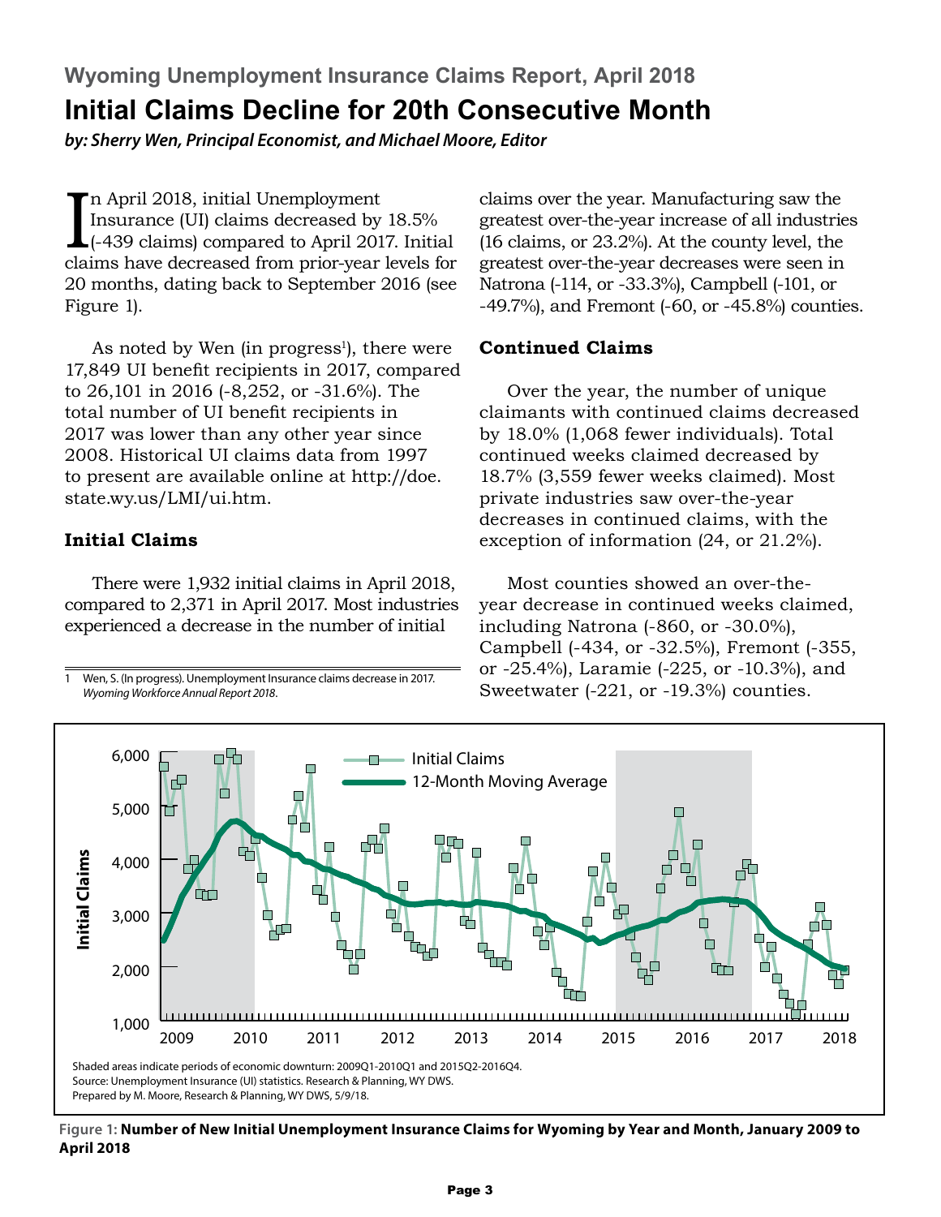## Wyoming Unemployment Insurance Claims Report, April 2018

# Initial Claims Decline for 20th Consecutive Month

***by: Sherry Wen, Principal Economist, and Michael Moore, Editor***

In April 2018, initial Unemployment Insurance (UI) claims decreased by 18.5% (-439 claims) compared to April 2017. Initial claims have decreased from prior-year levels for 20 months, dating back to September 2016 (see Figure 1).

As noted by Wen (in progress[1]), there were 17,849 UI benefit recipients in 2017, compared to 26,101 in 2016 (-8,252, or -31.6%). The total number of UI benefit recipients in 2017 was lower than any other year since 2008. Historical UI claims data from 1997 to present are available online at http://doe.state.wy.us/LMI/ui.htm.

### Initial Claims

There were 1,932 initial claims in April 2018, compared to 2,371 in April 2017. Most industries experienced a decrease in the number of initial claims over the year. Manufacturing saw the greatest over-the-year increase of all industries (16 claims, or 23.2%). At the county level, the greatest over-the-year decreases were seen in Natrona (-114, or -33.3%), Campbell (-101, or -49.7%), and Fremont (-60, or -45.8%) counties.

### Continued Claims

Over the year, the number of unique claimants with continued claims decreased by 18.0% (1,068 fewer individuals). Total continued weeks claimed decreased by 18.7% (3,559 fewer weeks claimed). Most private industries saw over-the-year decreases in continued claims, with the exception of information (24, or 21.2%).

Most counties showed an over-the-year decrease in continued weeks claimed, including Natrona (-860, or -30.0%), Campbell (-434, or -32.5%), Fremont (-355, or -25.4%), Laramie (-225, or -10.3%), and Sweetwater (-221, or -19.3%) counties.

Shaded areas indicate periods of economic downturn: 2009Q1-2010Q1 and 2015Q2-2016Q4.
Source: Unemployment Insurance (UI) statistics. Research & Planning, WY DWS.
Prepared by M. Moore, Research & Planning, WY DWS, 5/9/18.

**Figure 1: Number of New Initial Unemployment Insurance Claims for Wyoming by Year and Month, January 2009 to April 2018**

---

1 Wen, S. (In progress). Unemployment Insurance claims decrease in 2017. *Wyoming Workforce Annual Report 2018*.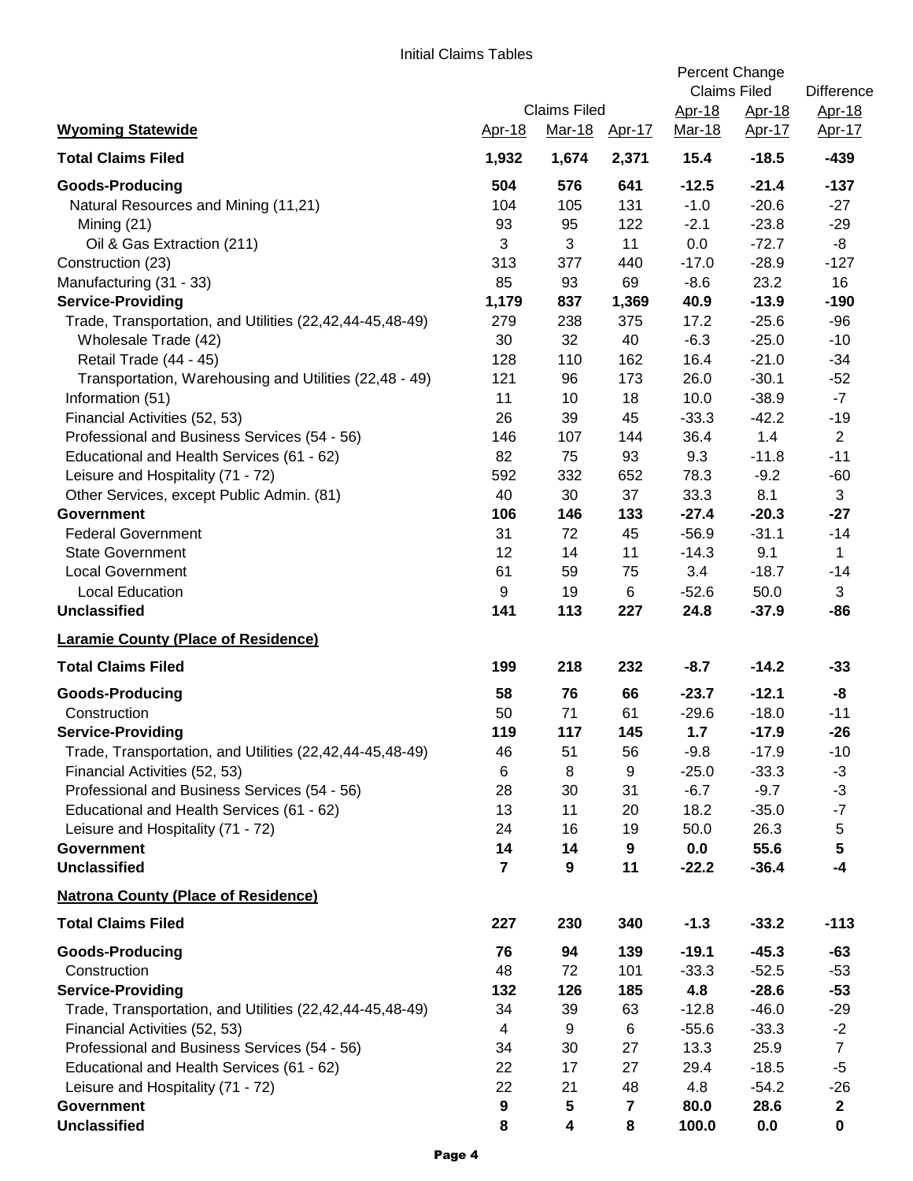Initial Claims Tables

| | Claims Filed | | | Percent Change Claims Filed | | Difference |
|---|---|---|---|---|---|---|
| **Wyoming Statewide** | Apr-18 | Mar-18 | Apr-17 | Apr-18 Mar-18 | Apr-18 Apr-17 | Apr-18 Apr-17 |
| **Total Claims Filed** | **1,932** | **1,674** | **2,371** | **15.4** | **-18.5** | **-439** |
| **Goods-Producing** | **504** | **576** | **641** | **-12.5** | **-21.4** | **-137** |
| Natural Resources and Mining (11,21) | 104 | 105 | 131 | -1.0 | -20.6 | -27 |
| Mining (21) | 93 | 95 | 122 | -2.1 | -23.8 | -29 |
| Oil & Gas Extraction (211) | 3 | 3 | 11 | 0.0 | -72.7 | -8 |
| Construction (23) | 313 | 377 | 440 | -17.0 | -28.9 | -127 |
| Manufacturing (31 - 33) | 85 | 93 | 69 | -8.6 | 23.2 | 16 |
| **Service-Providing** | **1,179** | **837** | **1,369** | **40.9** | **-13.9** | **-190** |
| Trade, Transportation, and Utilities (22,42,44-45,48-49) | 279 | 238 | 375 | 17.2 | -25.6 | -96 |
| Wholesale Trade (42) | 30 | 32 | 40 | -6.3 | -25.0 | -10 |
| Retail Trade (44 - 45) | 128 | 110 | 162 | 16.4 | -21.0 | -34 |
| Transportation, Warehousing and Utilities (22,48 - 49) | 121 | 96 | 173 | 26.0 | -30.1 | -52 |
| Information (51) | 11 | 10 | 18 | 10.0 | -38.9 | -7 |
| Financial Activities (52, 53) | 26 | 39 | 45 | -33.3 | -42.2 | -19 |
| Professional and Business Services (54 - 56) | 146 | 107 | 144 | 36.4 | 1.4 | 2 |
| Educational and Health Services (61 - 62) | 82 | 75 | 93 | 9.3 | -11.8 | -11 |
| Leisure and Hospitality (71 - 72) | 592 | 332 | 652 | 78.3 | -9.2 | -60 |
| Other Services, except Public Admin. (81) | 40 | 30 | 37 | 33.3 | 8.1 | 3 |
| **Government** | **106** | **146** | **133** | **-27.4** | **-20.3** | **-27** |
| Federal Government | 31 | 72 | 45 | -56.9 | -31.1 | -14 |
| State Government | 12 | 14 | 11 | -14.3 | 9.1 | 1 |
| Local Government | 61 | 59 | 75 | 3.4 | -18.7 | -14 |
| Local Education | 9 | 19 | 6 | -52.6 | 50.0 | 3 |
| **Unclassified** | **141** | **113** | **227** | **24.8** | **-37.9** | **-86** |
| **Laramie County (Place of Residence)** | | | | | | |
| **Total Claims Filed** | **199** | **218** | **232** | **-8.7** | **-14.2** | **-33** |
| **Goods-Producing** | **58** | **76** | **66** | **-23.7** | **-12.1** | **-8** |
| Construction | 50 | 71 | 61 | -29.6 | -18.0 | -11 |
| **Service-Providing** | **119** | **117** | **145** | **1.7** | **-17.9** | **-26** |
| Trade, Transportation, and Utilities (22,42,44-45,48-49) | 46 | 51 | 56 | -9.8 | -17.9 | -10 |
| Financial Activities (52, 53) | 6 | 8 | 9 | -25.0 | -33.3 | -3 |
| Professional and Business Services (54 - 56) | 28 | 30 | 31 | -6.7 | -9.7 | -3 |
| Educational and Health Services (61 - 62) | 13 | 11 | 20 | 18.2 | -35.0 | -7 |
| Leisure and Hospitality (71 - 72) | 24 | 16 | 19 | 50.0 | 26.3 | 5 |
| **Government** | **14** | **14** | **9** | **0.0** | **55.6** | **5** |
| **Unclassified** | **7** | **9** | **11** | **-22.2** | **-36.4** | **-4** |
| **Natrona County (Place of Residence)** | | | | | | |
| **Total Claims Filed** | **227** | **230** | **340** | **-1.3** | **-33.2** | **-113** |
| **Goods-Producing** | **76** | **94** | **139** | **-19.1** | **-45.3** | **-63** |
| Construction | 48 | 72 | 101 | -33.3 | -52.5 | -53 |
| **Service-Providing** | **132** | **126** | **185** | **4.8** | **-28.6** | **-53** |
| Trade, Transportation, and Utilities (22,42,44-45,48-49) | 34 | 39 | 63 | -12.8 | -46.0 | -29 |
| Financial Activities (52, 53) | 4 | 9 | 6 | -55.6 | -33.3 | -2 |
| Professional and Business Services (54 - 56) | 34 | 30 | 27 | 13.3 | 25.9 | 7 |
| Educational and Health Services (61 - 62) | 22 | 17 | 27 | 29.4 | -18.5 | -5 |
| Leisure and Hospitality (71 - 72) | 22 | 21 | 48 | 4.8 | -54.2 | -26 |
| **Government** | **9** | **5** | **7** | **80.0** | **28.6** | **2** |
| **Unclassified** | **8** | **4** | **8** | **100.0** | **0.0** | **0** |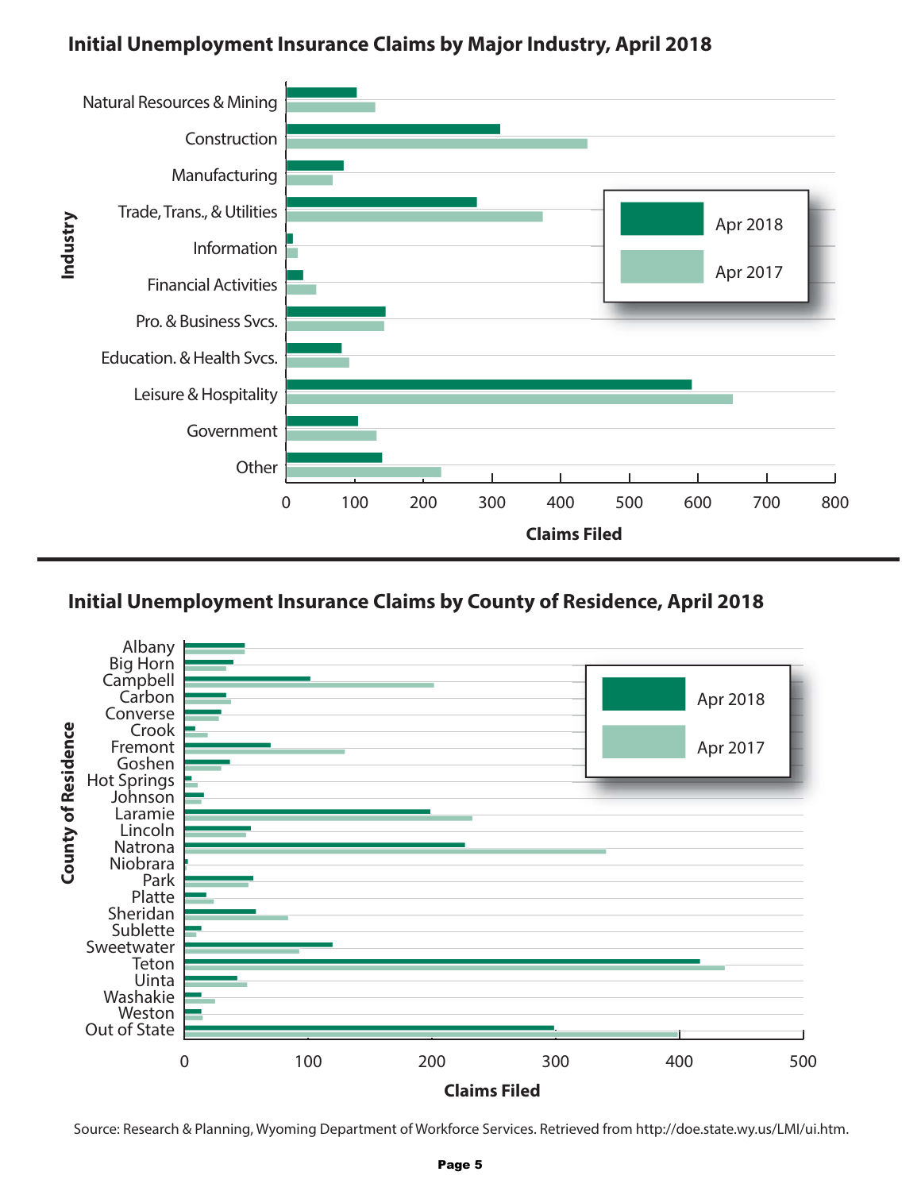## Initial Unemployment Insurance Claims by Major Industry, April 2018

Industry

- Natural Resources & Mining
- Construction
- Manufacturing
- Trade, Trans., & Utilities
- Information
- Financial Activities
- Pro. & Business Svcs.
- Education. & Health Svcs.
- Leisure & Hospitality
- Government
- Other

Legend: Apr 2018, Apr 2017

Claims Filed: 0, 100, 200, 300, 400, 500, 600, 700, 800

## Initial Unemployment Insurance Claims by County of Residence, April 2018

County of Residence

- Albany
- Big Horn
- Campbell
- Carbon
- Converse
- Crook
- Fremont
- Goshen
- Hot Springs
- Johnson
- Laramie
- Lincoln
- Natrona
- Niobrara
- Park
- Platte
- Sheridan
- Sublette
- Sweetwater
- Teton
- Uinta
- Washakie
- Weston
- Out of State

Legend: Apr 2018, Apr 2017

Claims Filed: 0, 100, 200, 300, 400, 500

Source: Research & Planning, Wyoming Department of Workforce Services. Retrieved from http://doe.state.wy.us/LMI/ui.htm.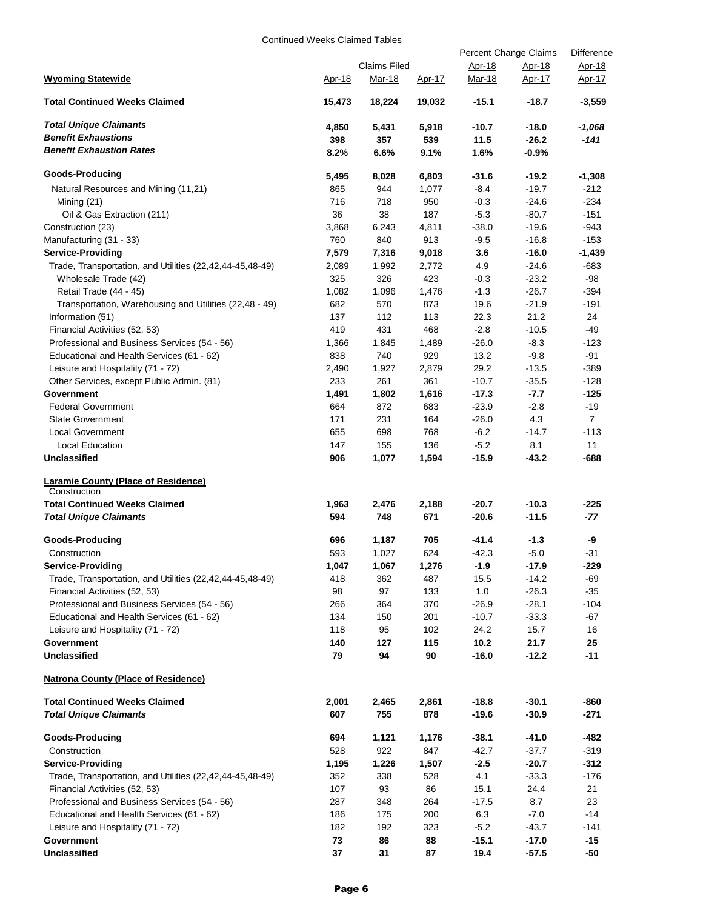Continued Weeks Claimed Tables

| Wyoming Statewide | Claims Filed | | | Percent Change Claims | | Difference |
|---|---|---|---|---|---|---|
| | Apr-18 | Mar-18 | Apr-17 | Apr-18 Mar-18 | Apr-18 Apr-17 | Apr-18 Apr-17 |
| **Total Continued Weeks Claimed** | **15,473** | **18,224** | **19,032** | **-15.1** | **-18.7** | **-3,559** |
| ***Total Unique Claimants*** | **4,850** | **5,431** | **5,918** | **-10.7** | **-18.0** | ***-1,068*** |
| ***Benefit Exhaustions*** | **398** | **357** | **539** | **11.5** | **-26.2** | ***-141*** |
| ***Benefit Exhaustion Rates*** | **8.2%** | **6.6%** | **9.1%** | **1.6%** | **-0.9%** | |
| **Goods-Producing** | **5,495** | **8,028** | **6,803** | **-31.6** | **-19.2** | **-1,308** |
| Natural Resources and Mining (11,21) | 865 | 944 | 1,077 | -8.4 | -19.7 | -212 |
| Mining (21) | 716 | 718 | 950 | -0.3 | -24.6 | -234 |
| Oil & Gas Extraction (211) | 36 | 38 | 187 | -5.3 | -80.7 | -151 |
| Construction (23) | 3,868 | 6,243 | 4,811 | -38.0 | -19.6 | -943 |
| Manufacturing (31 - 33) | 760 | 840 | 913 | -9.5 | -16.8 | -153 |
| **Service-Providing** | **7,579** | **7,316** | **9,018** | **3.6** | **-16.0** | **-1,439** |
| Trade, Transportation, and Utilities (22,42,44-45,48-49) | 2,089 | 1,992 | 2,772 | 4.9 | -24.6 | -683 |
| Wholesale Trade (42) | 325 | 326 | 423 | -0.3 | -23.2 | -98 |
| Retail Trade (44 - 45) | 1,082 | 1,096 | 1,476 | -1.3 | -26.7 | -394 |
| Transportation, Warehousing and Utilities (22,48 - 49) | 682 | 570 | 873 | 19.6 | -21.9 | -191 |
| Information (51) | 137 | 112 | 113 | 22.3 | 21.2 | 24 |
| Financial Activities (52, 53) | 419 | 431 | 468 | -2.8 | -10.5 | -49 |
| Professional and Business Services (54 - 56) | 1,366 | 1,845 | 1,489 | -26.0 | -8.3 | -123 |
| Educational and Health Services (61 - 62) | 838 | 740 | 929 | 13.2 | -9.8 | -91 |
| Leisure and Hospitality (71 - 72) | 2,490 | 1,927 | 2,879 | 29.2 | -13.5 | -389 |
| Other Services, except Public Admin. (81) | 233 | 261 | 361 | -10.7 | -35.5 | -128 |
| **Government** | **1,491** | **1,802** | **1,616** | **-17.3** | **-7.7** | **-125** |
| Federal Government | 664 | 872 | 683 | -23.9 | -2.8 | -19 |
| State Government | 171 | 231 | 164 | -26.0 | 4.3 | 7 |
| Local Government | 655 | 698 | 768 | -6.2 | -14.7 | -113 |
| Local Education | 147 | 155 | 136 | -5.2 | 8.1 | 11 |
| **Unclassified** | **906** | **1,077** | **1,594** | **-15.9** | **-43.2** | **-688** |

| Laramie County (Place of Residence) | Apr-18 | Mar-18 | Apr-17 | Apr-18 Mar-18 | Apr-18 Apr-17 | Apr-18 Apr-17 |
|---|---|---|---|---|---|---|
| Construction | | | | | | |
| **Total Continued Weeks Claimed** | **1,963** | **2,476** | **2,188** | **-20.7** | **-10.3** | **-225** |
| ***Total Unique Claimants*** | **594** | **748** | **671** | **-20.6** | **-11.5** | ***-77*** |
| **Goods-Producing** | **696** | **1,187** | **705** | **-41.4** | **-1.3** | **-9** |
| Construction | 593 | 1,027 | 624 | -42.3 | -5.0 | -31 |
| **Service-Providing** | **1,047** | **1,067** | **1,276** | **-1.9** | **-17.9** | **-229** |
| Trade, Transportation, and Utilities (22,42,44-45,48-49) | 418 | 362 | 487 | 15.5 | -14.2 | -69 |
| Financial Activities (52, 53) | 98 | 97 | 133 | 1.0 | -26.3 | -35 |
| Professional and Business Services (54 - 56) | 266 | 364 | 370 | -26.9 | -28.1 | -104 |
| Educational and Health Services (61 - 62) | 134 | 150 | 201 | -10.7 | -33.3 | -67 |
| Leisure and Hospitality (71 - 72) | 118 | 95 | 102 | 24.2 | 15.7 | 16 |
| **Government** | **140** | **127** | **115** | **10.2** | **21.7** | **25** |
| **Unclassified** | **79** | **94** | **90** | **-16.0** | **-12.2** | **-11** |

| Natrona County (Place of Residence) | Apr-18 | Mar-18 | Apr-17 | Apr-18 Mar-18 | Apr-18 Apr-17 | Apr-18 Apr-17 |
|---|---|---|---|---|---|---|
| **Total Continued Weeks Claimed** | **2,001** | **2,465** | **2,861** | **-18.8** | **-30.1** | **-860** |
| ***Total Unique Claimants*** | **607** | **755** | **878** | **-19.6** | **-30.9** | **-271** |
| **Goods-Producing** | **694** | **1,121** | **1,176** | **-38.1** | **-41.0** | **-482** |
| Construction | 528 | 922 | 847 | -42.7 | -37.7 | -319 |
| **Service-Providing** | **1,195** | **1,226** | **1,507** | **-2.5** | **-20.7** | **-312** |
| Trade, Transportation, and Utilities (22,42,44-45,48-49) | 352 | 338 | 528 | 4.1 | -33.3 | -176 |
| Financial Activities (52, 53) | 107 | 93 | 86 | 15.1 | 24.4 | 21 |
| Professional and Business Services (54 - 56) | 287 | 348 | 264 | -17.5 | 8.7 | 23 |
| Educational and Health Services (61 - 62) | 186 | 175 | 200 | 6.3 | -7.0 | -14 |
| Leisure and Hospitality (71 - 72) | 182 | 192 | 323 | -5.2 | -43.7 | -141 |
| **Government** | **73** | **86** | **88** | **-15.1** | **-17.0** | **-15** |
| **Unclassified** | **37** | **31** | **87** | **19.4** | **-57.5** | **-50** |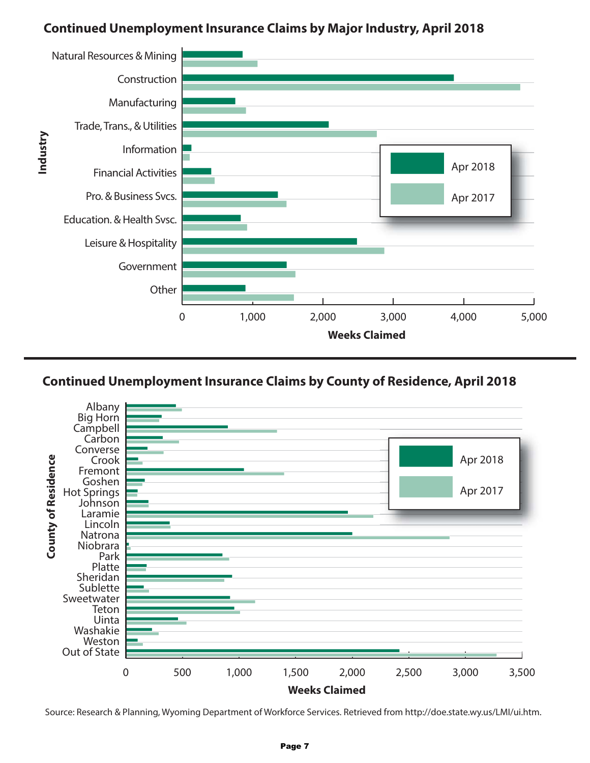## Continued Unemployment Insurance Claims by Major Industry, April 2018

Industry

- Natural Resources & Mining
- Construction
- Manufacturing
- Trade, Trans., & Utilities
- Information
- Financial Activities
- Pro. & Business Svcs.
- Education. & Health Svsc.
- Leisure & Hospitality
- Government
- Other

Legend: Apr 2018, Apr 2017

Weeks Claimed: 0, 1,000, 2,000, 3,000, 4,000, 5,000

## Continued Unemployment Insurance Claims by County of Residence, April 2018

County of Residence

- Albany
- Big Horn
- Campbell
- Carbon
- Converse
- Crook
- Fremont
- Goshen
- Hot Springs
- Johnson
- Laramie
- Lincoln
- Natrona
- Niobrara
- Park
- Platte
- Sheridan
- Sublette
- Sweetwater
- Teton
- Uinta
- Washakie
- Weston
- Out of State

Legend: Apr 2018, Apr 2017

Weeks Claimed: 0, 500, 1,000, 1,500, 2,000, 2,500, 3,000, 3,500

Source: Research & Planning, Wyoming Department of Workforce Services. Retrieved from http://doe.state.wy.us/LMI/ui.htm.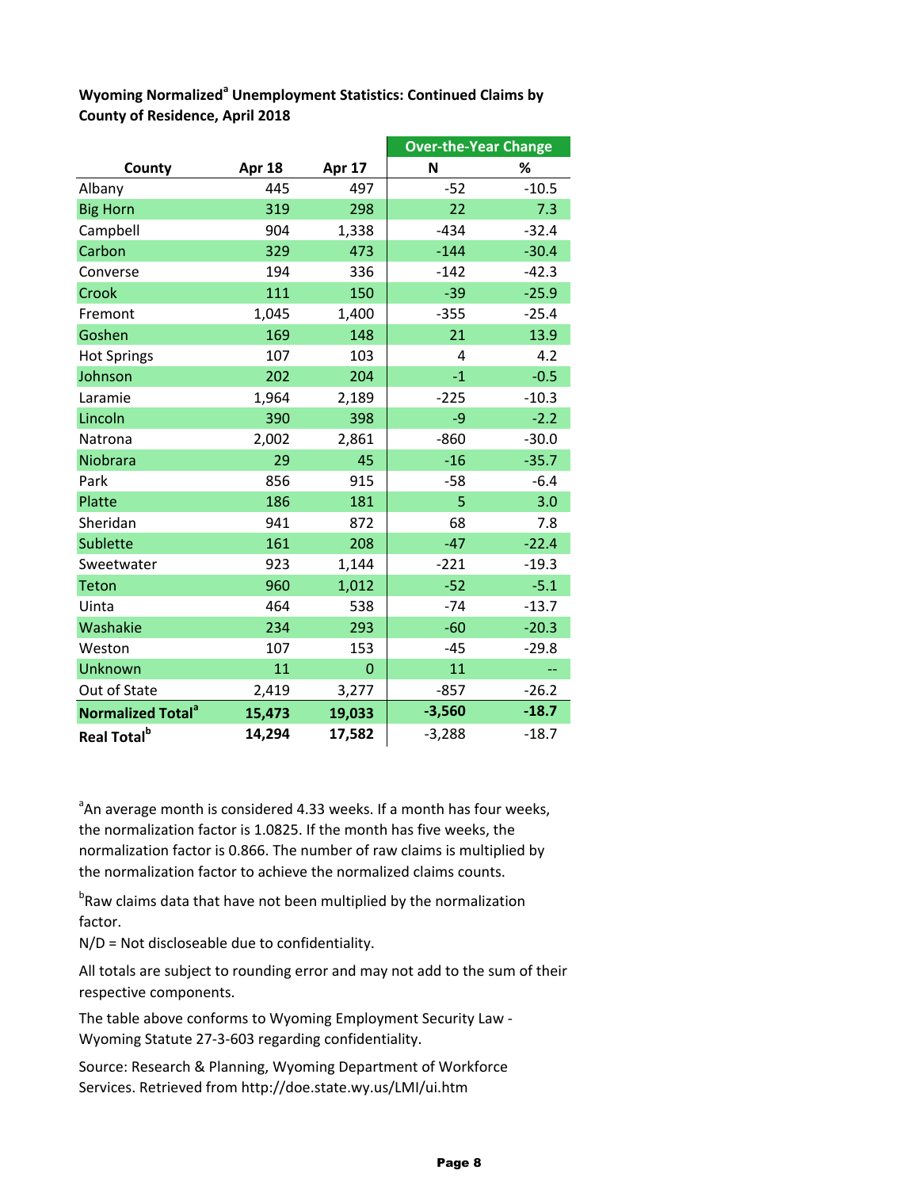**Wyoming Normalized[a] Unemployment Statistics: Continued Claims by County of Residence, April 2018**

| County | Apr 18 | Apr 17 | Over-the-Year Change | |
|---|---|---|---|---|
| | | | N | % |
| Albany | 445 | 497 | -52 | -10.5 |
| Big Horn | 319 | 298 | 22 | 7.3 |
| Campbell | 904 | 1,338 | -434 | -32.4 |
| Carbon | 329 | 473 | -144 | -30.4 |
| Converse | 194 | 336 | -142 | -42.3 |
| Crook | 111 | 150 | -39 | -25.9 |
| Fremont | 1,045 | 1,400 | -355 | -25.4 |
| Goshen | 169 | 148 | 21 | 13.9 |
| Hot Springs | 107 | 103 | 4 | 4.2 |
| Johnson | 202 | 204 | -1 | -0.5 |
| Laramie | 1,964 | 2,189 | -225 | -10.3 |
| Lincoln | 390 | 398 | -9 | -2.2 |
| Natrona | 2,002 | 2,861 | -860 | -30.0 |
| Niobrara | 29 | 45 | -16 | -35.7 |
| Park | 856 | 915 | -58 | -6.4 |
| Platte | 186 | 181 | 5 | 3.0 |
| Sheridan | 941 | 872 | 68 | 7.8 |
| Sublette | 161 | 208 | -47 | -22.4 |
| Sweetwater | 923 | 1,144 | -221 | -19.3 |
| Teton | 960 | 1,012 | -52 | -5.1 |
| Uinta | 464 | 538 | -74 | -13.7 |
| Washakie | 234 | 293 | -60 | -20.3 |
| Weston | 107 | 153 | -45 | -29.8 |
| Unknown | 11 | 0 | 11 | -- |
| Out of State | 2,419 | 3,277 | -857 | -26.2 |
| **Normalized Total[a]** | **15,473** | **19,033** | **-3,560** | **-18.7** |
| **Real Total[b]** | **14,294** | **17,582** | -3,288 | -18.7 |

[a]An average month is considered 4.33 weeks. If a month has four weeks, the normalization factor is 1.0825. If the month has five weeks, the normalization factor is 0.866. The number of raw claims is multiplied by the normalization factor to achieve the normalized claims counts.

[b]Raw claims data that have not been multiplied by the normalization factor.

N/D = Not discloseable due to confidentiality.

All totals are subject to rounding error and may not add to the sum of their respective components.

The table above conforms to Wyoming Employment Security Law - Wyoming Statute 27-3-603 regarding confidentiality.

Source: Research & Planning, Wyoming Department of Workforce Services. Retrieved from http://doe.state.wy.us/LMI/ui.htm